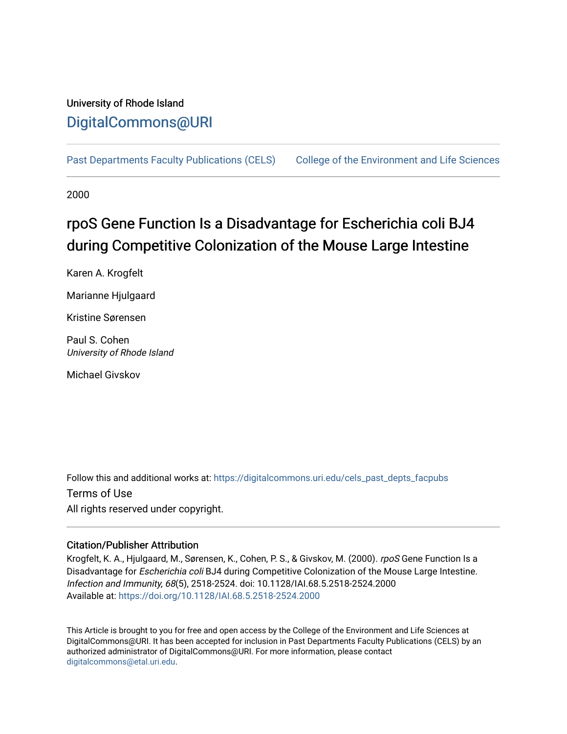University of Rhode Island

DigitalCommons@URI

Past Departments Faculty Publications (CELS)    College of the Environment and Life Sciences

2000

# rpoS Gene Function Is a Disadvantage for Escherichia coli BJ4 during Competitive Colonization of the Mouse Large Intestine

Karen A. Krogfelt

Marianne Hjulgaard

Kristine Sørensen

Paul S. Cohen
*University of Rhode Island*

Michael Givskov

Follow this and additional works at: https://digitalcommons.uri.edu/cels_past_depts_facpubs

Terms of Use

All rights reserved under copyright.

### Citation/Publisher Attribution

Krogfelt, K. A., Hjulgaard, M., Sørensen, K., Cohen, P. S., & Givskov, M. (2000). *rpoS* Gene Function Is a Disadvantage for *Escherichia coli* BJ4 during Competitive Colonization of the Mouse Large Intestine. *Infection and Immunity, 68*(5), 2518-2524. doi: 10.1128/IAI.68.5.2518-2524.2000

Available at: https://doi.org/10.1128/IAI.68.5.2518-2524.2000

This Article is brought to you for free and open access by the College of the Environment and Life Sciences at DigitalCommons@URI. It has been accepted for inclusion in Past Departments Faculty Publications (CELS) by an authorized administrator of DigitalCommons@URI. For more information, please contact digitalcommons@etal.uri.edu.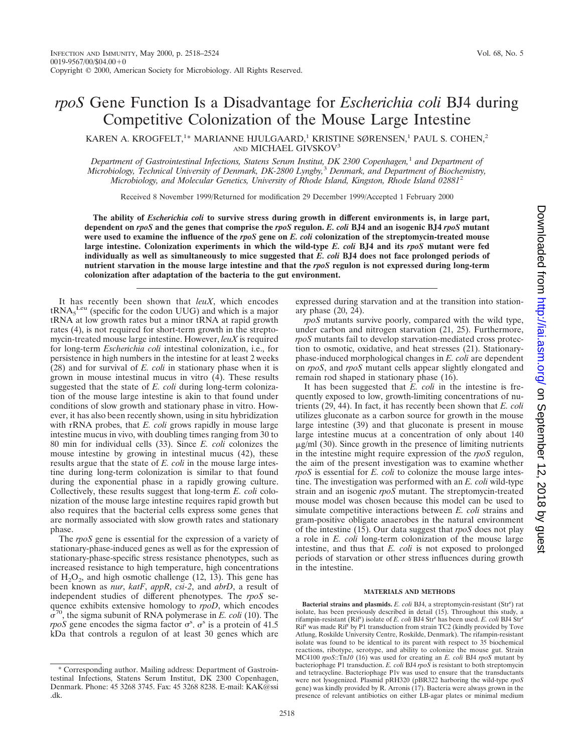# *rpoS* Gene Function Is a Disadvantage for *Escherichia coli* BJ4 during Competitive Colonization of the Mouse Large Intestine

KAREN A. KROGFELT,[1*] MARIANNE HJULGAARD,[1] KRISTINE SØRENSEN,[1] PAUL S. COHEN,[2] AND MICHAEL GIVSKOV[3]

*Department of Gastrointestinal Infections, Statens Serum Institut, DK 2300 Copenhagen,[1] and Department of Microbiology, Technical University of Denmark, DK-2800 Lyngby,[3] Denmark, and Department of Biochemistry, Microbiology, and Molecular Genetics, University of Rhode Island, Kingston, Rhode Island 02881[2]*

Received 8 November 1999/Returned for modification 29 December 1999/Accepted 1 February 2000

**The ability of *Escherichia coli* to survive stress during growth in different environments is, in large part, dependent on *rpoS* and the genes that comprise the *rpoS* regulon. *E. coli* BJ4 and an isogenic BJ4 *rpoS* mutant were used to examine the influence of the *rpoS* gene on *E. coli* colonization of the streptomycin-treated mouse large intestine. Colonization experiments in which the wild-type *E. coli* BJ4 and its *rpoS* mutant were fed individually as well as simultaneously to mice suggested that *E. coli* BJ4 does not face prolonged periods of nutrient starvation in the mouse large intestine and that the *rpoS* regulon is not expressed during long-term colonization after adaptation of the bacteria to the gut environment.**

It has recently been shown that *leuX*, which encodes $tRNA_5^{Leu}$ (specific for the codon UUG) and which is a major tRNA at low growth rates but a minor tRNA at rapid growth rates (4), is not required for short-term growth in the streptomycin-treated mouse large intestine. However, *leuX* is required for long-term *Escherichia coli* intestinal colonization, i.e., for persistence in high numbers in the intestine for at least 2 weeks (28) and for survival of *E. coli* in stationary phase when it is grown in mouse intestinal mucus in vitro (4). These results suggested that the state of *E. coli* during long-term colonization of the mouse large intestine is akin to that found under conditions of slow growth and stationary phase in vitro. However, it has also been recently shown, using in situ hybridization with rRNA probes, that *E. coli* grows rapidly in mouse large intestine mucus in vivo, with doubling times ranging from 30 to 80 min for individual cells (33). Since *E. coli* colonizes the mouse intestine by growing in intestinal mucus (42), these results argue that the state of *E. coli* in the mouse large intestine during long-term colonization is similar to that found during the exponential phase in a rapidly growing culture. Collectively, these results suggest that long-term *E. coli* colonization of the mouse large intestine requires rapid growth but also requires that the bacterial cells express some genes that are normally associated with slow growth rates and stationary phase.

The *rpoS* gene is essential for the expression of a variety of stationary-phase-induced genes as well as for the expression of stationary-phase-specific stress resistance phenotypes, such as increased resistance to high temperature, high concentrations of $H_2O_2$, and high osmotic challenge (12, 13). This gene has been known as *nur*, *katF*, *appR*, *csi-2*, and *abrD*, a result of independent studies of different phenotypes. The *rpoS* sequence exhibits extensive homology to *rpoD*, which encodes $\sigma^{70}$, the sigma subunit of RNA polymerase in *E. coli* (10). The *rpoS* gene encodes the sigma factor $\sigma^s$. $\sigma^s$ is a protein of 41.5 kDa that controls a regulon of at least 30 genes which are expressed during starvation and at the transition into stationary phase (20, 24).

*rpoS* mutants survive poorly, compared with the wild type, under carbon and nitrogen starvation (21, 25). Furthermore, *rpoS* mutants fail to develop starvation-mediated cross protection to osmotic, oxidative, and heat stresses (21). Stationary-phase-induced morphological changes in *E. coli* are dependent on *rpoS*, and *rpoS* mutant cells appear slightly elongated and remain rod shaped in stationary phase (16).

It has been suggested that *E. coli* in the intestine is frequently exposed to low, growth-limiting concentrations of nutrients (29, 44). In fact, it has recently been shown that *E. coli* utilizes gluconate as a carbon source for growth in the mouse large intestine (39) and that gluconate is present in mouse large intestine mucus at a concentration of only about 140 μg/ml (30). Since growth in the presence of limiting nutrients in the intestine might require expression of the *rpoS* regulon, the aim of the present investigation was to examine whether *rpoS* is essential for *E. coli* to colonize the mouse large intestine. The investigation was performed with an *E. coli* wild-type strain and an isogenic *rpoS* mutant. The streptomycin-treated mouse model was chosen because this model can be used to simulate competitive interactions between *E. coli* strains and gram-positive obligate anaerobes in the natural environment of the intestine (15). Our data suggest that *rpoS* does not play a role in *E. coli* long-term colonization of the mouse large intestine, and thus that *E. coli* is not exposed to prolonged periods of starvation or other stress influences during growth in the intestine.

## MATERIALS AND METHODS

**Bacterial strains and plasmids.** *E. coli* BJ4, a streptomycin-resistant (Str[r]) rat isolate, has been previously described in detail (15). Throughout this study, a rifampin-resistant (Rif[r]) isolate of *E. coli* BJ4 Str[r] has been used. *E. coli* BJ4 Str[r] Rif[r] was made Rif[r] by P1 transduction from strain TC2 (kindly provided by Tove Atlung, Roskilde University Centre, Roskilde, Denmark). The rifampin-resistant isolate was found to be identical to its parent with respect to 35 biochemical reactions, ribotype, serotype, and ability to colonize the mouse gut. Strain MC4100 *rpoS*::Tn*10* (16) was used for creating an *E. coli* BJ4 *rpoS* mutant by bacteriophage P1 transduction. *E. coli* BJ4 *rpoS* is resistant to both streptomycin and tetracycline. Bacteriophage P1v was used to ensure that the transductants were not lysogenized. Plasmid pRH320 (pBR322 harboring the wild-type *rpoS* gene) was kindly provided by R. Arronis (17). Bacteria were always grown in the presence of relevant antibiotics on either LB-agar plates or minimal medium

* Corresponding author. Mailing address: Department of Gastrointestinal Infections, Statens Serum Institut, DK 2300 Copenhagen, Denmark. Phone: 45 3268 3745. Fax: 45 3268 8238. E-mail: KAK@ssi.dk.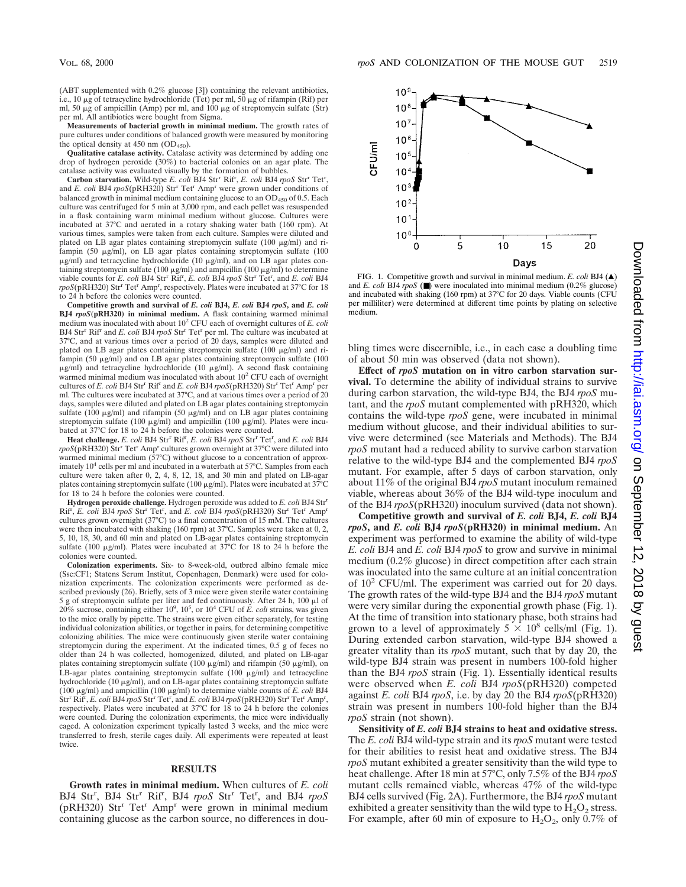(ABT supplemented with 0.2% glucose [3]) containing the relevant antibiotics, i.e., 10 μg of tetracycline hydrochloride (Tet) per ml, 50 μg of rifampin (Rif) per ml, 50 μg of ampicillin (Amp) per ml, and 100 μg of streptomycin sulfate (Str) per ml. All antibiotics were bought from Sigma.

**Measurements of bacterial growth in minimal medium.** The growth rates of pure cultures under conditions of balanced growth were measured by monitoring the optical density at 450 nm ($OD_{450}$).

**Qualitative catalase activity.** Catalase activity was determined by adding one drop of hydrogen peroxide (30%) to bacterial colonies on an agar plate. The catalase activity was evaluated visually by the formation of bubbles.

**Carbon starvation.** Wild-type *E. coli* BJ4 Str$^r$ Rif$^r$, *E. coli* BJ4 *rpoS* Str$^r$ Tet$^r$, and *E. coli* BJ4 *rpoS*(pRH320) Str$^r$ Tet$^r$ Amp$^r$ were grown under conditions of balanced growth in minimal medium containing glucose to an $OD_{450}$ of 0.5. Each culture was centrifuged for 5 min at 3,000 rpm, and each pellet was resuspended in a flask containing warm minimal medium without glucose. Cultures were incubated at 37°C and aerated in a rotary shaking water bath (160 rpm). At various times, samples were taken from each culture. Samples were diluted and plated on LB agar plates containing streptomycin sulfate (100 μg/ml) and rifampin (50 μg/ml), on LB agar plates containing streptomycin sulfate (100 μg/ml) and tetracycline hydrochloride (10 μg/ml), and on LB agar plates containing streptomycin sulfate (100 μg/ml) and ampicillin (100 μg/ml) to determine viable counts for *E. coli* BJ4 Str$^r$ Rif$^r$, *E. coli* BJ4 *rpoS* Str$^r$ Tet$^r$, and *E. coli* BJ4 *rpoS*(pRH320) Str$^r$ Tet$^r$ Amp$^r$, respectively. Plates were incubated at 37°C for 18 to 24 h before the colonies were counted.

**Competitive growth and survival of *E. coli* BJ4, *E. coli* BJ4 *rpoS*, and *E. coli* BJ4 *rpoS*(pRH320) in minimal medium.** A flask containing warmed minimal medium was inoculated with about $10^2$ CFU each of overnight cultures of *E. coli* BJ4 Str$^r$ Rif$^r$ and *E. coli* BJ4 *rpoS* Str$^r$ Tet$^r$ per ml. The culture was incubated at 37°C, and at various times over a period of 20 days, samples were diluted and plated on LB agar plates containing streptomycin sulfate (100 μg/ml) and rifampin (50 μg/ml) and on LB agar plates containing streptomycin sulfate (100 μg/ml) and tetracycline hydrochloride (10 μg/ml). A second flask containing warmed minimal medium was inoculated with about $10^2$ CFU each of overnight cultures of *E. coli* BJ4 Str$^r$ Rif$^r$ and *E. coli* BJ4 *rpoS*(pRH320) Str$^r$ Tet$^r$ Amp$^r$ per ml. The cultures were incubated at 37°C, and at various times over a period of 20 days, samples were diluted and plated on LB agar plates containing streptomycin sulfate (100 μg/ml) and rifampin (50 μg/ml) and on LB agar plates containing streptomycin sulfate (100 μg/ml) and ampicillin (100 μg/ml). Plates were incubated at 37°C for 18 to 24 h before the colonies were counted.

**Heat challenge.** *E. coli* BJ4 Str$^r$ Rif$^r$, *E. coli* BJ4 *rpoS* Str$^r$ Tet$^r$, and *E. coli* BJ4 *rpoS*(pRH320) Str$^r$ Tet$^r$ Amp$^r$ cultures grown overnight at 37°C were diluted into warmed minimal medium (57°C) without glucose to a concentration of approximately $10^4$ cells per ml and incubated in a waterbath at 57°C. Samples from each culture were taken after 0, 2, 4, 8, 12, 18, and 30 min and plated on LB-agar plates containing streptomycin sulfate (100 μg/ml). Plates were incubated at 37°C for 18 to 24 h before the colonies were counted.

**Hydrogen peroxide challenge.** Hydrogen peroxide was added to *E. coli* BJ4 Str$^r$ Rif$^r$, *E. coli* BJ4 *rpoS* Str$^r$ Tet$^r$, and *E. coli* BJ4 *rpoS*(pRH320) Str$^r$ Tet$^r$ Amp$^r$ cultures grown overnight (37°C) to a final concentration of 15 mM. The cultures were then incubated with shaking (160 rpm) at 37°C. Samples were taken at 0, 2, 5, 10, 18, 30, and 60 min and plated on LB-agar plates containing streptomycin sulfate (100 μg/ml). Plates were incubated at 37°C for 18 to 24 h before the colonies were counted.

**Colonization experiments.** Six- to 8-week-old, outbred albino female mice (Ssc:CF1; Statens Serum Institut, Copenhagen, Denmark) were used for colonization experiments. The colonization experiments were performed as described previously (26). Briefly, sets of 3 mice were given sterile water containing 5 g of streptomycin sulfate per liter and fed continuously. After 24 h, 100 μl of 20% sucrose, containing either $10^9$, $10^5$, or $10^4$ CFU of *E. coli* strains, was given to the mice orally by pipette. The strains were given either separately, for testing individual colonization abilities, or together in pairs, for determining competitive colonizing abilities. The mice were continuously given sterile water containing streptomycin during the experiment. At the indicated times, 0.5 g of feces no older than 24 h was collected, homogenized, diluted, and plated on LB-agar plates containing streptomycin sulfate (100 μg/ml) and rifampin (50 μg/ml), on LB-agar plates containing streptomycin sulfate (100 μg/ml) and tetracycline hydrochloride (10 μg/ml), and on LB-agar plates containing streptomycin sulfate (100 μg/ml) and ampicillin (100 μg/ml) to determine viable counts of *E. coli* BJ4 Str$^r$ Rif$^r$, *E. coli* BJ4 *rpoS* Str$^r$ Tet$^r$, and *E. coli* BJ4 *rpoS*(pRH320) Str$^r$ Tet$^r$ Amp$^r$, respectively. Plates were incubated at 37°C for 18 to 24 h before the colonies were counted. During the colonization experiments, the mice were individually caged. A colonization experiment typically lasted 3 weeks, and the mice were transferred to fresh, sterile cages daily. All experiments were repeated at least twice.

## RESULTS

**Growth rates in minimal medium.** When cultures of *E. coli* BJ4 Str$^r$, BJ4 Str$^r$ Rif$^r$, BJ4 *rpoS* Str$^r$ Tet$^r$, and BJ4 *rpoS* (pRH320) Str$^r$ Tet$^r$ Amp$^r$ were grown in minimal medium containing glucose as the carbon source, no differences in doubling times were discernible, i.e., in each case a doubling time of about 50 min was observed (data not shown).

FIG. 1. Competitive growth and survival in minimal medium. *E. coli* BJ4 (▲) and *E. coli* BJ4 *rpoS* (■) were inoculated into minimal medium (0.2% glucose) and incubated with shaking (160 rpm) at 37°C for 20 days. Viable counts (CFU per milliliter) were determined at different time points by plating on selective medium.

**Effect of *rpoS* mutation on in vitro carbon starvation survival.** To determine the ability of individual strains to survive during carbon starvation, the wild-type BJ4, the BJ4 *rpoS* mutant, and the *rpoS* mutant complemented with pRH320, which contains the wild-type *rpoS* gene, were incubated in minimal medium without glucose, and their individual abilities to survive were determined (see Materials and Methods). The BJ4 *rpoS* mutant had a reduced ability to survive carbon starvation relative to the wild-type BJ4 and the complemented BJ4 *rpoS* mutant. For example, after 5 days of carbon starvation, only about 11% of the original BJ4 *rpoS* mutant inoculum remained viable, whereas about 36% of the BJ4 wild-type inoculum and of the BJ4 *rpoS*(pRH320) inoculum survived (data not shown).

**Competitive growth and survival of *E. coli* BJ4, *E. coli* BJ4 *rpoS*, and *E. coli* BJ4 *rpoS*(pRH320) in minimal medium.** An experiment was performed to examine the ability of wild-type *E. coli* BJ4 and *E. coli* BJ4 *rpoS* to grow and survive in minimal medium (0.2% glucose) in direct competition after each strain was inoculated into the same culture at an initial concentration of $10^2$ CFU/ml. The experiment was carried out for 20 days. The growth rates of the wild-type BJ4 and the BJ4 *rpoS* mutant were very similar during the exponential growth phase (Fig. 1). At the time of transition into stationary phase, both strains had grown to a level of approximately $5 \times 10^8$ cells/ml (Fig. 1). During extended carbon starvation, wild-type BJ4 showed a greater vitality than its *rpoS* mutant, such that by day 20, the wild-type BJ4 strain was present in numbers 100-fold higher than the BJ4 *rpoS* strain (Fig. 1). Essentially identical results were observed when *E. coli* BJ4 *rpoS*(pRH320) competed against *E. coli* BJ4 *rpoS*, i.e. by day 20 the BJ4 *rpoS*(pRH320) strain was present in numbers 100-fold higher than the BJ4 *rpoS* strain (not shown).

**Sensitivity of *E. coli* BJ4 strains to heat and oxidative stress.** The *E. coli* BJ4 wild-type strain and its *rpoS* mutant were tested for their abilities to resist heat and oxidative stress. The BJ4 *rpoS* mutant exhibited a greater sensitivity than the wild type to heat challenge. After 18 min at 57°C, only 7.5% of the BJ4 *rpoS* mutant cells remained viable, whereas 47% of the wild-type BJ4 cells survived (Fig. 2A). Furthermore, the BJ4 *rpoS* mutant exhibited a greater sensitivity than the wild type to $H_2O_2$ stress. For example, after 60 min of exposure to $H_2O_2$, only 0.7% of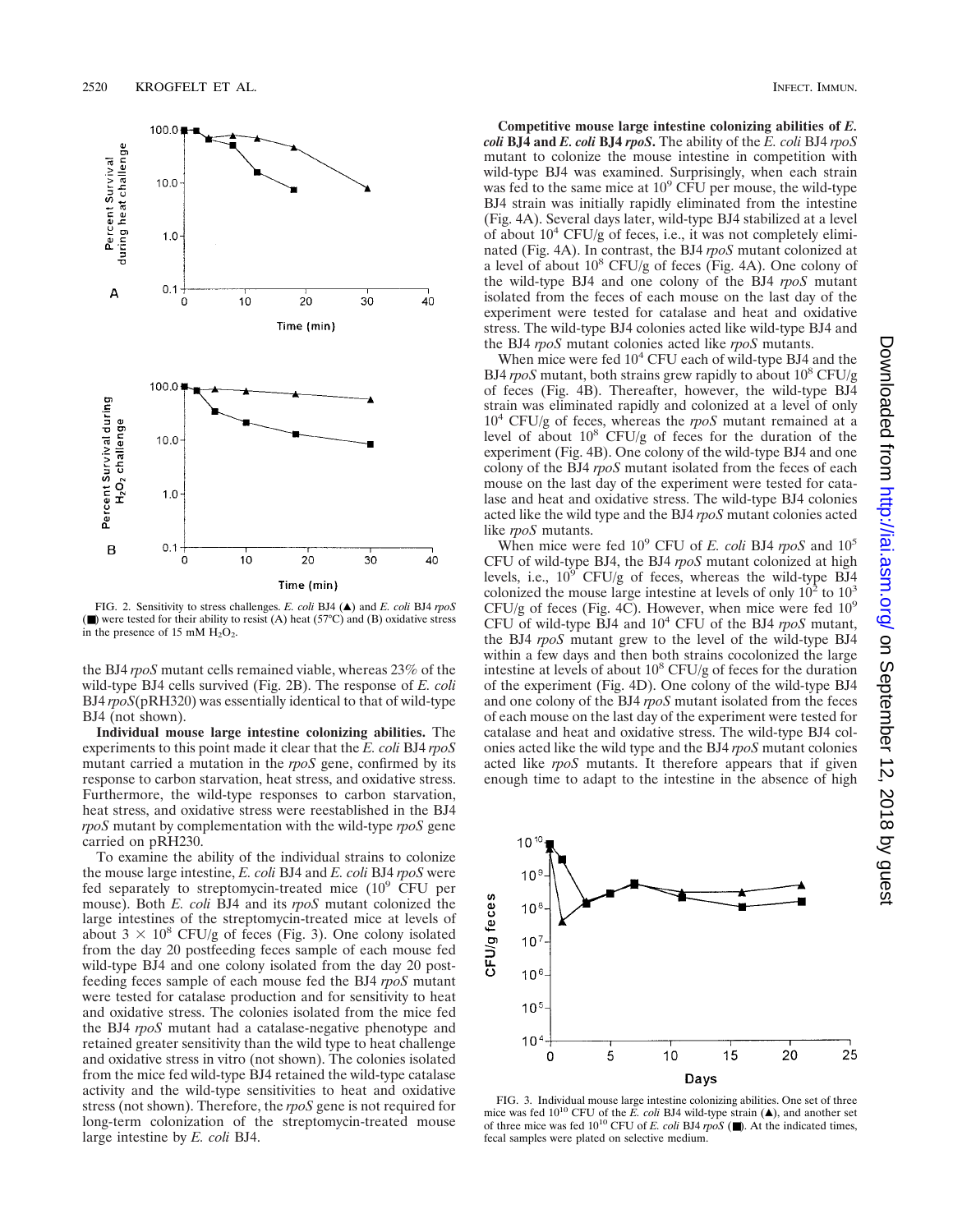FIG. 2. Sensitivity to stress challenges. *E. coli* BJ4 (▲) and *E. coli* BJ4 *rpoS* (■) were tested for their ability to resist (A) heat (57°C) and (B) oxidative stress in the presence of 15 mM $H_2O_2$.

the BJ4 *rpoS* mutant cells remained viable, whereas 23% of the wild-type BJ4 cells survived (Fig. 2B). The response of *E. coli* BJ4 *rpoS*(pRH320) was essentially identical to that of wild-type BJ4 (not shown).

**Individual mouse large intestine colonizing abilities.** The experiments to this point made it clear that the *E. coli* BJ4 *rpoS* mutant carried a mutation in the *rpoS* gene, confirmed by its response to carbon starvation, heat stress, and oxidative stress. Furthermore, the wild-type responses to carbon starvation, heat stress, and oxidative stress were reestablished in the BJ4 *rpoS* mutant by complementation with the wild-type *rpoS* gene carried on pRH230.

To examine the ability of the individual strains to colonize the mouse large intestine, *E. coli* BJ4 and *E. coli* BJ4 *rpoS* were fed separately to streptomycin-treated mice ($10^9$ CFU per mouse). Both *E. coli* BJ4 and its *rpoS* mutant colonized the large intestines of the streptomycin-treated mice at levels of about $3 \times 10^8$ CFU/g of feces (Fig. 3). One colony isolated from the day 20 postfeeding feces sample of each mouse fed wild-type BJ4 and one colony isolated from the day 20 postfeeding feces sample of each mouse fed the BJ4 *rpoS* mutant were tested for catalase production and for sensitivity to heat and oxidative stress. The colonies isolated from the mice fed the BJ4 *rpoS* mutant had a catalase-negative phenotype and retained greater sensitivity than the wild type to heat challenge and oxidative stress in vitro (not shown). The colonies isolated from the mice fed wild-type BJ4 retained the wild-type catalase activity and the wild-type sensitivities to heat and oxidative stress (not shown). Therefore, the *rpoS* gene is not required for long-term colonization of the streptomycin-treated mouse large intestine by *E. coli* BJ4.

**Competitive mouse large intestine colonizing abilities of *E. coli* BJ4 and *E. coli* BJ4 *rpoS*.** The ability of the *E. coli* BJ4 *rpoS* mutant to colonize the mouse intestine in competition with wild-type BJ4 was examined. Surprisingly, when each strain was fed to the same mice at $10^9$ CFU per mouse, the wild-type BJ4 strain was initially rapidly eliminated from the intestine (Fig. 4A). Several days later, wild-type BJ4 stabilized at a level of about $10^4$ CFU/g of feces, i.e., it was not completely eliminated (Fig. 4A). In contrast, the BJ4 *rpoS* mutant colonized at a level of about $10^8$ CFU/g of feces (Fig. 4A). One colony of the wild-type BJ4 and one colony of the BJ4 *rpoS* mutant isolated from the feces of each mouse on the last day of the experiment were tested for catalase and heat and oxidative stress. The wild-type BJ4 colonies acted like wild-type BJ4 and the BJ4 *rpoS* mutant colonies acted like *rpoS* mutants.

When mice were fed $10^4$ CFU each of wild-type BJ4 and the BJ4 *rpoS* mutant, both strains grew rapidly to about $10^8$ CFU/g of feces (Fig. 4B). Thereafter, however, the wild-type BJ4 strain was eliminated rapidly and colonized at a level of only $10^4$ CFU/g of feces, whereas the *rpoS* mutant remained at a level of about $10^8$ CFU/g of feces for the duration of the experiment (Fig. 4B). One colony of the wild-type BJ4 and one colony of the BJ4 *rpoS* mutant isolated from the feces of each mouse on the last day of the experiment were tested for catalase and heat and oxidative stress. The wild-type BJ4 colonies acted like the wild type and the BJ4 *rpoS* mutant colonies acted like *rpoS* mutants.

When mice were fed $10^9$ CFU of *E. coli* BJ4 *rpoS* and $10^5$ CFU of wild-type BJ4, the BJ4 *rpoS* mutant colonized at high levels, i.e., $10^9$ CFU/g of feces, whereas the wild-type BJ4 colonized the mouse large intestine at levels of only $10^2$ to $10^3$ CFU/g of feces (Fig. 4C). However, when mice were fed $10^9$ CFU of wild-type BJ4 and $10^4$ CFU of the BJ4 *rpoS* mutant, the BJ4 *rpoS* mutant grew to the level of the wild-type BJ4 within a few days and then both strains cocolonized the large intestine at levels of about $10^8$ CFU/g of feces for the duration of the experiment (Fig. 4D). One colony of the wild-type BJ4 and one colony of the BJ4 *rpoS* mutant isolated from the feces of each mouse on the last day of the experiment were tested for catalase and heat and oxidative stress. The wild-type BJ4 colonies acted like the wild type and the BJ4 *rpoS* mutant colonies acted like *rpoS* mutants. It therefore appears that if given enough time to adapt to the intestine in the absence of high

FIG. 3. Individual mouse large intestine colonizing abilities. One set of three mice was fed $10^{10}$ CFU of the *E. coli* BJ4 wild-type strain (▲), and another set of three mice was fed $10^{10}$ CFU of *E. coli* BJ4 *rpoS* (■). At the indicated times, fecal samples were plated on selective medium.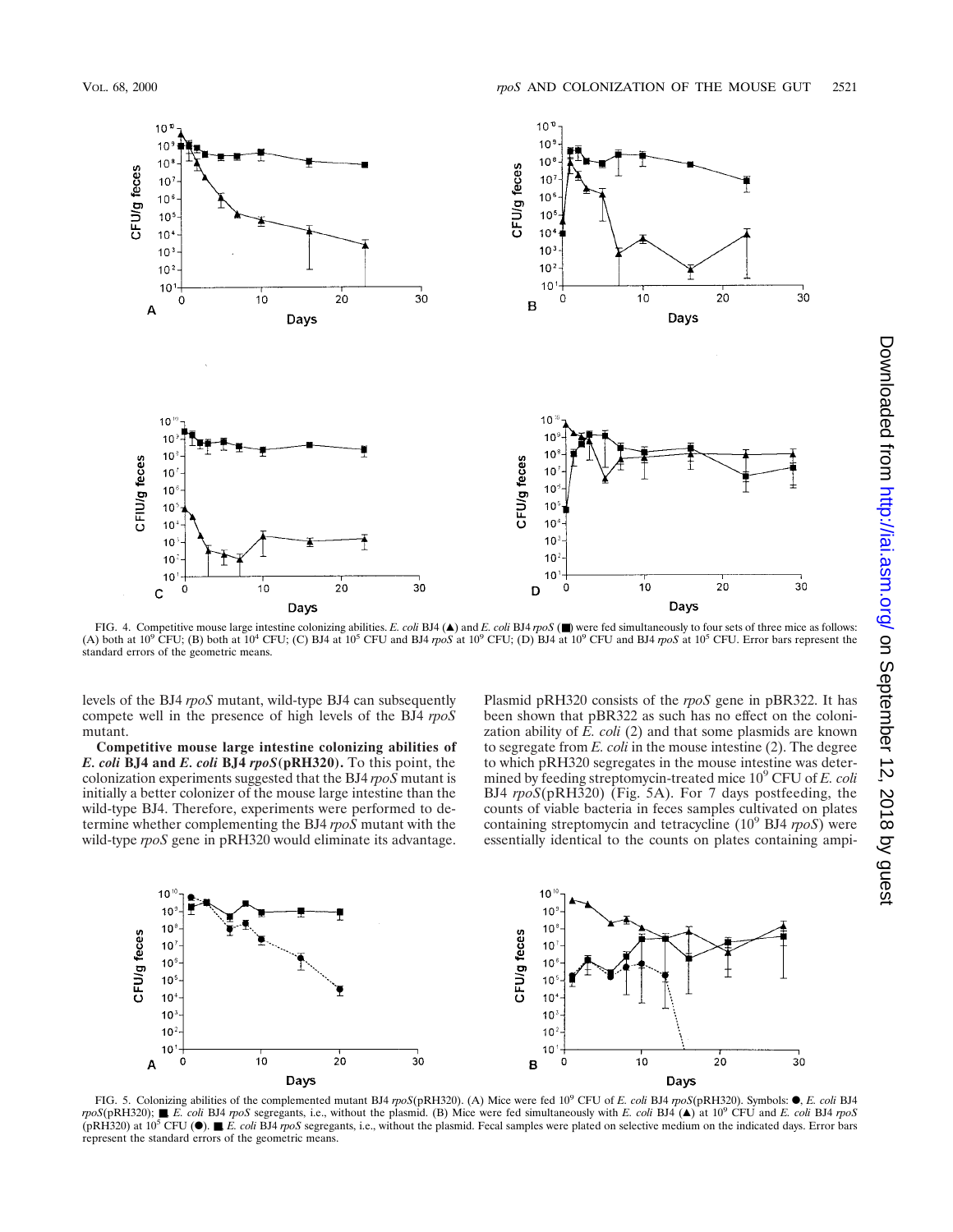FIG. 4. Competitive mouse large intestine colonizing abilities. *E. coli* BJ4 (▲) and *E. coli* BJ4 *rpoS* (■) were fed simultaneously to four sets of three mice as follows: (A) both at $10^9$ CFU; (B) both at $10^4$ CFU; (C) BJ4 at $10^5$ CFU and BJ4 *rpoS* at $10^9$ CFU; (D) BJ4 at $10^9$ CFU and BJ4 *rpoS* at $10^5$ CFU. Error bars represent the standard errors of the geometric means.

levels of the BJ4 *rpoS* mutant, wild-type BJ4 can subsequently compete well in the presence of high levels of the BJ4 *rpoS* mutant.

**Competitive mouse large intestine colonizing abilities of *E. coli* BJ4 and *E. coli* BJ4 *rpoS*(pRH320).** To this point, the colonization experiments suggested that the BJ4 *rpoS* mutant is initially a better colonizer of the mouse large intestine than the wild-type BJ4. Therefore, experiments were performed to determine whether complementing the BJ4 *rpoS* mutant with the wild-type *rpoS* gene in pRH320 would eliminate its advantage. Plasmid pRH320 consists of the *rpoS* gene in pBR322. It has been shown that pBR322 as such has no effect on the colonization ability of *E. coli* (2) and that some plasmids are known to segregate from *E. coli* in the mouse intestine (2). The degree to which pRH320 segregates in the mouse intestine was determined by feeding streptomycin-treated mice $10^9$ CFU of *E. coli* BJ4 *rpoS*(pRH320) (Fig. 5A). For 7 days postfeeding, the counts of viable bacteria in feces samples cultivated on plates containing streptomycin and tetracycline ($10^9$ BJ4 *rpoS*) were essentially identical to the counts on plates containing ampi-

FIG. 5. Colonizing abilities of the complemented mutant BJ4 *rpoS*(pRH320). (A) Mice were fed $10^9$ CFU of *E. coli* BJ4 *rpoS*(pRH320). Symbols: ●, *E. coli* BJ4 *rpoS*(pRH320); ■, *E. coli* BJ4 *rpoS* segregants, i.e., without the plasmid. (B) Mice were fed simultaneously with *E. coli* BJ4 (▲) at $10^9$ CFU and *E. coli* BJ4 *rpoS* (pRH320) at $10^5$ CFU (●). ■, *E. coli* BJ4 *rpoS* segregants, i.e., without the plasmid. Fecal samples were plated on selective medium on the indicated days. Error bars represent the standard errors of the geometric means.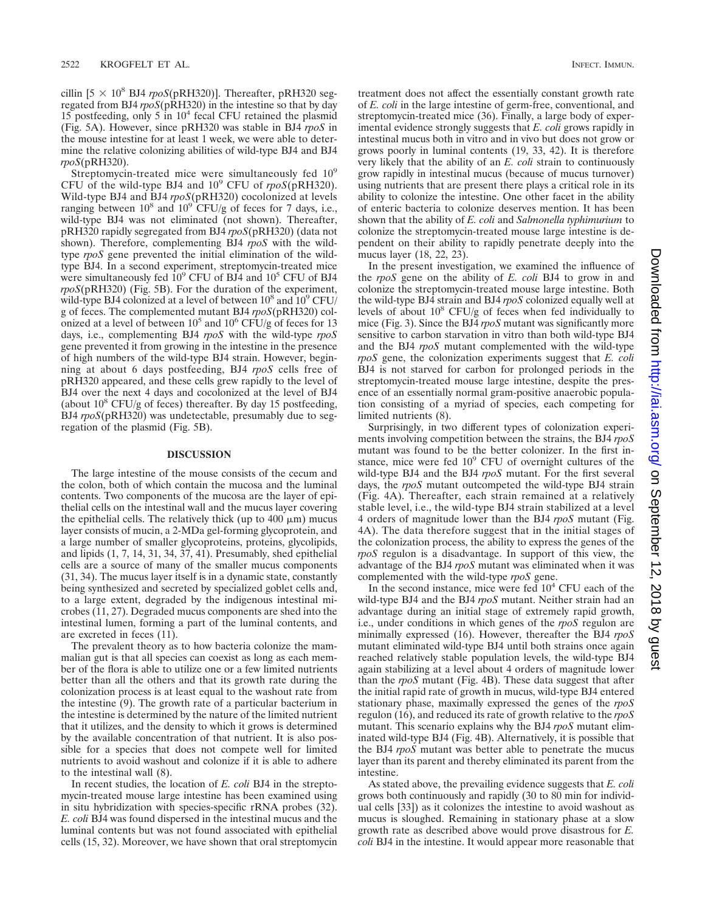cillin [$5 \times 10^8$ BJ4 *rpoS*(pRH320)]. Thereafter, pRH320 segregated from BJ4 *rpoS*(pRH320) in the intestine so that by day 15 postfeeding, only 5 in $10^4$ fecal CFU retained the plasmid (Fig. 5A). However, since pRH320 was stable in BJ4 *rpoS* in the mouse intestine for at least 1 week, we were able to determine the relative colonizing abilities of wild-type BJ4 and BJ4 *rpoS*(pRH320).

Streptomycin-treated mice were simultaneously fed $10^9$ CFU of the wild-type BJ4 and $10^9$ CFU of *rpoS*(pRH320). Wild-type BJ4 and BJ4 *rpoS*(pRH320) cocolonized at levels ranging between $10^8$ and $10^9$ CFU/g of feces for 7 days, i.e., wild-type BJ4 was not eliminated (not shown). Thereafter, pRH320 rapidly segregated from BJ4 *rpoS*(pRH320) (data not shown). Therefore, complementing BJ4 *rpoS* with the wild-type *rpoS* gene prevented the initial elimination of the wild-type BJ4. In a second experiment, streptomycin-treated mice were simultaneously fed $10^9$ CFU of BJ4 and $10^5$ CFU of BJ4 *rpoS*(pRH320) (Fig. 5B). For the duration of the experiment, wild-type BJ4 colonized at a level of between $10^8$ and $10^9$ CFU/g of feces. The complemented mutant BJ4 *rpoS*(pRH320) colonized at a level of between $10^5$ and $10^6$ CFU/g of feces for 13 days, i.e., complementing BJ4 *rpoS* with the wild-type *rpoS* gene prevented it from growing in the intestine in the presence of high numbers of the wild-type BJ4 strain. However, beginning at about 6 days postfeeding, BJ4 *rpoS* cells free of pRH320 appeared, and these cells grew rapidly to the level of BJ4 over the next 4 days and cocolonized at the level of BJ4 (about $10^8$ CFU/g of feces) thereafter. By day 15 postfeeding, BJ4 *rpoS*(pRH320) was undetectable, presumably due to segregation of the plasmid (Fig. 5B).

## DISCUSSION

The large intestine of the mouse consists of the cecum and the colon, both of which contain the mucosa and the luminal contents. Two components of the mucosa are the layer of epithelial cells on the intestinal wall and the mucus layer covering the epithelial cells. The relatively thick (up to 400 μm) mucus layer consists of mucin, a 2-MDa gel-forming glycoprotein, and a large number of smaller glycoproteins, proteins, glycolipids, and lipids (1, 7, 14, 31, 34, 37, 41). Presumably, shed epithelial cells are a source of many of the smaller mucus components (31, 34). The mucus layer itself is in a dynamic state, constantly being synthesized and secreted by specialized goblet cells and, to a large extent, degraded by the indigenous intestinal microbes (11, 27). Degraded mucus components are shed into the intestinal lumen, forming a part of the luminal contents, and are excreted in feces (11).

The prevalent theory as to how bacteria colonize the mammalian gut is that all species can coexist as long as each member of the flora is able to utilize one or a few limited nutrients better than all the others and that its growth rate during the colonization process is at least equal to the washout rate from the intestine (9). The growth rate of a particular bacterium in the intestine is determined by the nature of the limited nutrient that it utilizes, and the density to which it grows is determined by the available concentration of that nutrient. It is also possible for a species that does not compete well for limited nutrients to avoid washout and colonize if it is able to adhere to the intestinal wall (8).

In recent studies, the location of *E. coli* BJ4 in the streptomycin-treated mouse large intestine has been examined using in situ hybridization with species-specific rRNA probes (32). *E. coli* BJ4 was found dispersed in the intestinal mucus and the luminal contents but was not found associated with epithelial cells (15, 32). Moreover, we have shown that oral streptomycin treatment does not affect the essentially constant growth rate of *E. coli* in the large intestine of germ-free, conventional, and streptomycin-treated mice (36). Finally, a large body of experimental evidence strongly suggests that *E. coli* grows rapidly in intestinal mucus both in vitro and in vivo but does not grow or grows poorly in luminal contents (19, 33, 42). It is therefore very likely that the ability of an *E. coli* strain to continuously grow rapidly in intestinal mucus (because of mucus turnover) using nutrients that are present there plays a critical role in its ability to colonize the intestine. One other facet in the ability of enteric bacteria to colonize deserves mention. It has been shown that the ability of *E. coli* and *Salmonella typhimurium* to colonize the streptomycin-treated mouse large intestine is dependent on their ability to rapidly penetrate deeply into the mucus layer (18, 22, 23).

In the present investigation, we examined the influence of the *rpoS* gene on the ability of *E. coli* BJ4 to grow in and colonize the streptomycin-treated mouse large intestine. Both the wild-type BJ4 strain and BJ4 *rpoS* colonized equally well at levels of about $10^8$ CFU/g of feces when fed individually to mice (Fig. 3). Since the BJ4 *rpoS* mutant was significantly more sensitive to carbon starvation in vitro than both wild-type BJ4 and the BJ4 *rpoS* mutant complemented with the wild-type *rpoS* gene, the colonization experiments suggest that *E. coli* BJ4 is not starved for carbon for prolonged periods in the streptomycin-treated mouse large intestine, despite the presence of an essentially normal gram-positive anaerobic population consisting of a myriad of species, each competing for limited nutrients (8).

Surprisingly, in two different types of colonization experiments involving competition between the strains, the BJ4 *rpoS* mutant was found to be the better colonizer. In the first instance, mice were fed $10^9$ CFU of overnight cultures of the wild-type BJ4 and the BJ4 *rpoS* mutant. For the first several days, the *rpoS* mutant outcompeted the wild-type BJ4 strain (Fig. 4A). Thereafter, each strain remained at a relatively stable level, i.e., the wild-type BJ4 strain stabilized at a level 4 orders of magnitude lower than the BJ4 *rpoS* mutant (Fig. 4A). The data therefore suggest that in the initial stages of the colonization process, the ability to express the genes of the *rpoS* regulon is a disadvantage. In support of this view, the advantage of the BJ4 *rpoS* mutant was eliminated when it was complemented with the wild-type *rpoS* gene.

In the second instance, mice were fed $10^4$ CFU each of the wild-type BJ4 and the BJ4 *rpoS* mutant. Neither strain had an advantage during an initial stage of extremely rapid growth, i.e., under conditions in which genes of the *rpoS* regulon are minimally expressed (16). However, thereafter the BJ4 *rpoS* mutant eliminated wild-type BJ4 until both strains once again reached relatively stable population levels, the wild-type BJ4 again stabilizing at a level about 4 orders of magnitude lower than the *rpoS* mutant (Fig. 4B). These data suggest that after the initial rapid rate of growth in mucus, wild-type BJ4 entered stationary phase, maximally expressed the genes of the *rpoS* regulon (16), and reduced its rate of growth relative to the *rpoS* mutant. This scenario explains why the BJ4 *rpoS* mutant eliminated wild-type BJ4 (Fig. 4B). Alternatively, it is possible that the BJ4 *rpoS* mutant was better able to penetrate the mucus layer than its parent and thereby eliminated its parent from the intestine.

As stated above, the prevailing evidence suggests that *E. coli* grows both continuously and rapidly (30 to 80 min for individual cells [33]) as it colonizes the intestine to avoid washout as mucus is sloughed. Remaining in stationary phase at a slow growth rate as described above would prove disastrous for *E. coli* BJ4 in the intestine. It would appear more reasonable that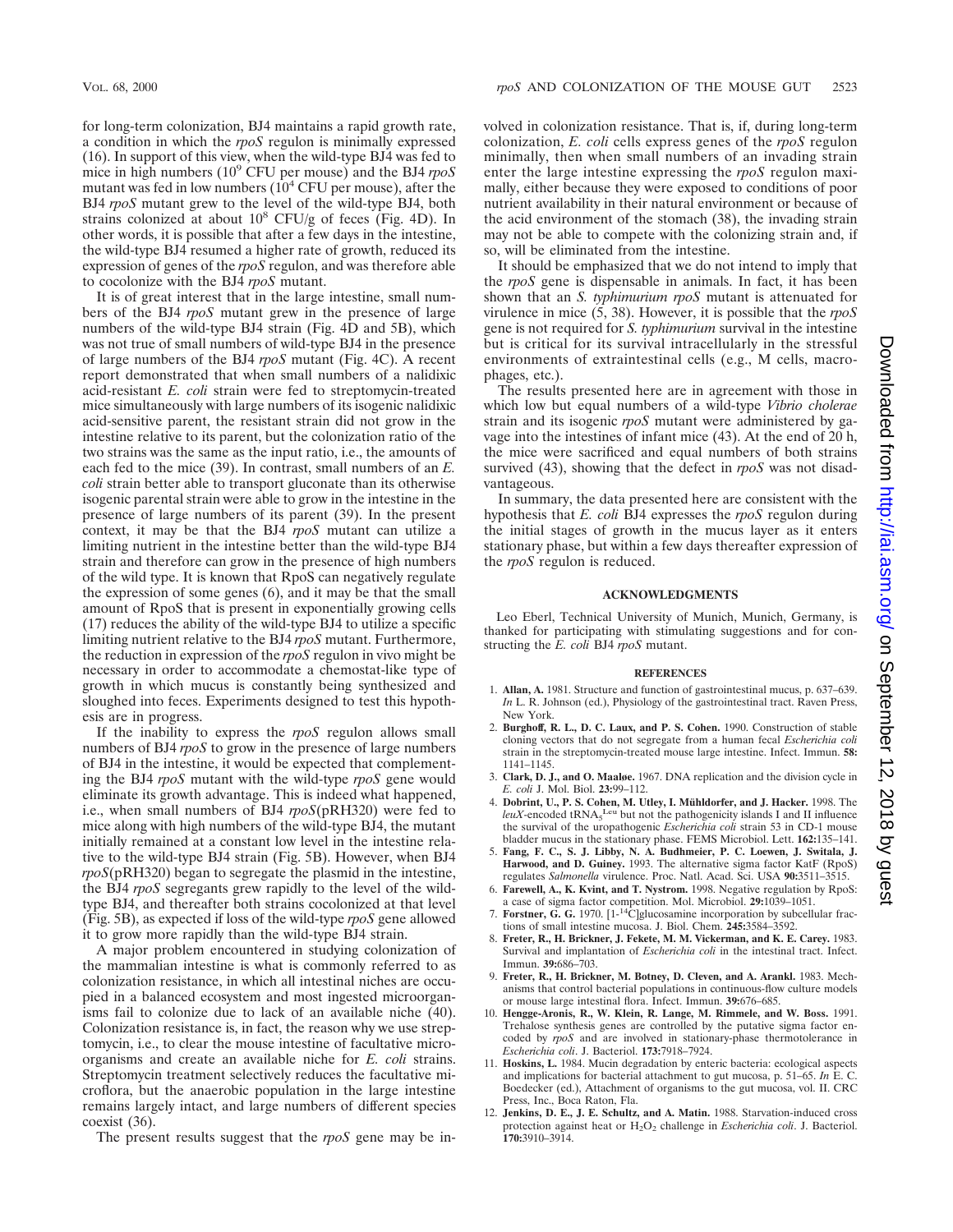for long-term colonization, BJ4 maintains a rapid growth rate, a condition in which the *rpoS* regulon is minimally expressed (16). In support of this view, when the wild-type BJ4 was fed to mice in high numbers ($10^9$ CFU per mouse) and the BJ4 *rpoS* mutant was fed in low numbers ($10^4$ CFU per mouse), after the BJ4 *rpoS* mutant grew to the level of the wild-type BJ4, both strains colonized at about $10^8$ CFU/g of feces (Fig. 4D). In other words, it is possible that after a few days in the intestine, the wild-type BJ4 resumed a higher rate of growth, reduced its expression of genes of the *rpoS* regulon, and was therefore able to cocolonize with the BJ4 *rpoS* mutant.

It is of great interest that in the large intestine, small numbers of the BJ4 *rpoS* mutant grew in the presence of large numbers of the wild-type BJ4 strain (Fig. 4D and 5B), which was not true of small numbers of wild-type BJ4 in the presence of large numbers of the BJ4 *rpoS* mutant (Fig. 4C). A recent report demonstrated that when small numbers of a nalidixic acid-resistant *E. coli* strain were fed to streptomycin-treated mice simultaneously with large numbers of its isogenic nalidixic acid-sensitive parent, the resistant strain did not grow in the intestine relative to its parent, but the colonization ratio of the two strains was the same as the input ratio, i.e., the amounts of each fed to the mice (39). In contrast, small numbers of an *E. coli* strain better able to transport gluconate than its otherwise isogenic parental strain were able to grow in the intestine in the presence of large numbers of its parent (39). In the present context, it may be that the BJ4 *rpoS* mutant can utilize a limiting nutrient in the intestine better than the wild-type BJ4 strain and therefore can grow in the presence of high numbers of the wild type. It is known that RpoS can negatively regulate the expression of some genes (6), and it may be that the small amount of RpoS that is present in exponentially growing cells (17) reduces the ability of the wild-type BJ4 to utilize a specific limiting nutrient relative to the BJ4 *rpoS* mutant. Furthermore, the reduction in expression of the *rpoS* regulon in vivo might be necessary in order to accommodate a chemostat-like type of growth in which mucus is constantly being synthesized and sloughed into feces. Experiments designed to test this hypothesis are in progress.

If the inability to express the *rpoS* regulon allows small numbers of BJ4 *rpoS* to grow in the presence of large numbers of BJ4 in the intestine, it would be expected that complementing the BJ4 *rpoS* mutant with the wild-type *rpoS* gene would eliminate its growth advantage. This is indeed what happened, i.e., when small numbers of BJ4 *rpoS*(pRH320) were fed to mice along with high numbers of the wild-type BJ4, the mutant initially remained at a constant low level in the intestine relative to the wild-type BJ4 strain (Fig. 5B). However, when BJ4 *rpoS*(pRH320) began to segregate the plasmid in the intestine, the BJ4 *rpoS* segregants grew rapidly to the level of the wild-type BJ4, and thereafter both strains cocolonized at that level (Fig. 5B), as expected if loss of the wild-type *rpoS* gene allowed it to grow more rapidly than the wild-type BJ4 strain.

A major problem encountered in studying colonization of the mammalian intestine is what is commonly referred to as colonization resistance, in which all intestinal niches are occupied in a balanced ecosystem and most ingested microorganisms fail to colonize due to lack of an available niche (40). Colonization resistance is, in fact, the reason why we use streptomycin, i.e., to clear the mouse intestine of facultative microorganisms and create an available niche for *E. coli* strains. Streptomycin treatment selectively reduces the facultative microflora, but the anaerobic population in the large intestine remains largely intact, and large numbers of different species coexist (36).

The present results suggest that the *rpoS* gene may be involved in colonization resistance. That is, if, during long-term colonization, *E. coli* cells express genes of the *rpoS* regulon minimally, then when small numbers of an invading strain enter the large intestine expressing the *rpoS* regulon maximally, either because they were exposed to conditions of poor nutrient availability in their natural environment or because of the acid environment of the stomach (38), the invading strain may not be able to compete with the colonizing strain and, if so, will be eliminated from the intestine.

It should be emphasized that we do not intend to imply that the *rpoS* gene is dispensable in animals. In fact, it has been shown that an *S. typhimurium rpoS* mutant is attenuated for virulence in mice (5, 38). However, it is possible that the *rpoS* gene is not required for *S. typhimurium* survival in the intestine but is critical for its survival intracellularly in the stressful environments of extraintestinal cells (e.g., M cells, macrophages, etc.).

The results presented here are in agreement with those in which low but equal numbers of a wild-type *Vibrio cholerae* strain and its isogenic *rpoS* mutant were administered by gavage into the intestines of infant mice (43). At the end of 20 h, the mice were sacrificed and equal numbers of both strains survived (43), showing that the defect in *rpoS* was not disadvantageous.

In summary, the data presented here are consistent with the hypothesis that *E. coli* BJ4 expresses the *rpoS* regulon during the initial stages of growth in the mucus layer as it enters stationary phase, but within a few days thereafter expression of the *rpoS* regulon is reduced.

## ACKNOWLEDGMENTS

Leo Eberl, Technical University of Munich, Munich, Germany, is thanked for participating with stimulating suggestions and for constructing the *E. coli* BJ4 *rpoS* mutant.

## REFERENCES

1. **Allan, A.** 1981. Structure and function of gastrointestinal mucus, p. 637–639. *In* L. R. Johnson (ed.), Physiology of the gastrointestinal tract. Raven Press, New York.
2. **Burghoff, R. L., D. C. Laux, and P. S. Cohen.** 1990. Construction of stable cloning vectors that do not segregate from a human fecal *Escherichia coli* strain in the streptomycin-treated mouse large intestine. Infect. Immun. **58:** 1141–1145.
3. **Clark, D. J., and O. Maaløe.** 1967. DNA replication and the division cycle in *E. coli* J. Mol. Biol. **23:**99–112.
4. **Dobrint, U., P. S. Cohen, M. Utley, I. Mühldorfer, and J. Hacker.** 1998. The *leuX*-encoded $tRNA_5^{Leu}$ but not the pathogenicity islands I and II influence the survival of the uropathogenic *Escherichia coli* strain 53 in CD-1 mouse bladder mucus in the stationary phase. FEMS Microbiol. Lett. **162:**135–141.
5. **Fang, F. C., S. J. Libby, N. A. Budhmeier, P. C. Loewen, J. Switala, J. Harwood, and D. Guiney.** 1993. The alternative sigma factor KatF (RpoS) regulates *Salmonella* virulence. Proc. Natl. Acad. Sci. USA **90:**3511–3515.
6. **Farewell, A., K. Kvint, and T. Nystrom.** 1998. Negative regulation by RpoS: a case of sigma factor competition. Mol. Microbiol. **29:**1039–1051.
7. **Forstner, G. G.** 1970. [1-$^{14}$C]glucosamine incorporation by subcellular fractions of small intestine mucosa. J. Biol. Chem. **245:**3584–3592.
8. **Freter, R., H. Brickner, J. Fekete, M. M. Vickerman, and K. E. Carey.** 1983. Survival and implantation of *Escherichia coli* in the intestinal tract. Infect. Immun. **39:**686–703.
9. **Freter, R., H. Brickner, M. Botney, D. Cleven, and A. Arankl.** 1983. Mechanisms that control bacterial populations in continuous-flow culture models or mouse large intestinal flora. Infect. Immun. **39:**676–685.
10. **Hengge-Aronis, R., W. Klein, R. Lange, M. Rimmele, and W. Boss.** 1991. Trehalose synthesis genes are controlled by the putative sigma factor encoded by *rpoS* and are involved in stationary-phase thermotolerance in *Escherichia coli*. J. Bacteriol. **173:**7918–7924.
11. **Hoskins, L.** 1984. Mucin degradation by enteric bacteria: ecological aspects and implications for bacterial attachment to gut mucosa, p. 51–65. *In* E. C. Boedecker (ed.), Attachment of organisms to the gut mucosa, vol. II. CRC Press, Inc., Boca Raton, Fla.
12. **Jenkins, D. E., J. E. Schultz, and A. Matin.** 1988. Starvation-induced cross protection against heat or $H_2O_2$ challenge in *Escherichia coli*. J. Bacteriol. **170:**3910–3914.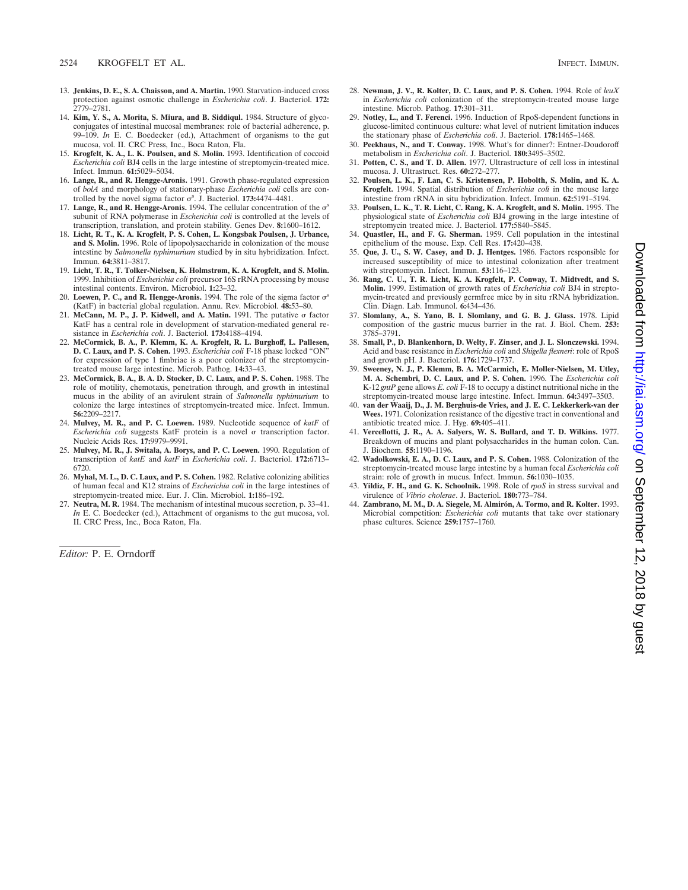13. **Jenkins, D. E., S. A. Chaisson, and A. Martin.** 1990. Starvation-induced cross protection against osmotic challenge in *Escherichia coli*. J. Bacteriol. **172:** 2779–2781.
14. **Kim, Y. S., A. Morita, S. Miura, and B. Siddiqul.** 1984. Structure of glycoconjugates of intestinal mucosal membranes: role of bacterial adherence, p. 99–109. *In* E. C. Boedecker (ed.), Attachment of organisms to the gut mucosa, vol. II. CRC Press, Inc., Boca Raton, Fla.
15. **Krogfelt, K. A., L. K. Poulsen, and S. Molin.** 1993. Identification of coccoid *Escherichia coli* BJ4 cells in the large intestine of streptomycin-treated mice. Infect. Immun. **61:**5029–5034.
16. **Lange, R., and R. Hengge-Aronis.** 1991. Growth phase-regulated expression of *bolA* and morphology of stationary-phase *Escherichia coli* cells are controlled by the novel sigma factor $\sigma^s$. J. Bacteriol. **173:**4474–4481.
17. **Lange, R., and R. Hengge-Aronis.** 1994. The cellular concentration of the $\sigma^s$ subunit of RNA polymerase in *Escherichia coli* is controlled at the levels of transcription, translation, and protein stability. Genes Dev. **8:**1600–1612.
18. **Licht, R. T., K. A. Krogfelt, P. S. Cohen, L. Kongsbak Poulsen, J. Urbance, and S. Molin.** 1996. Role of lipopolysaccharide in colonization of the mouse intestine by *Salmonella typhimurium* studied by in situ hybridization. Infect. Immun. **64:**3811–3817.
19. **Licht, T. R., T. Tolker-Nielsen, K. Holmstrøm, K. A. Krogfelt, and S. Molin.** 1999. Inhibition of *Escherichia coli* precursor 16S rRNA processing by mouse intestinal contents. Environ. Microbiol. **1:**23–32.
20. **Loewen, P. C., and R. Hengge-Aronis.** 1994. The role of the sigma factor $\sigma^s$ (KatF) in bacterial global regulation. Annu. Rev. Microbiol. **48:**53–80.
21. **McCann, M. P., J. P. Kidwell, and A. Matin.** 1991. The putative $\sigma$ factor KatF has a central role in development of starvation-mediated general resistance in *Escherichia coli*. J. Bacteriol. **173:**4188–4194.
22. **McCormick, B. A., P. Klemm, K. A. Krogfelt, R. L. Burghoff, L. Pallesen, D. C. Laux, and P. S. Cohen.** 1993. *Escherichia coli* F-18 phase locked "ON" for expression of type 1 fimbriae is a poor colonizer of the streptomycin-treated mouse large intestine. Microb. Pathog. **14:**33–43.
23. **McCormick, B. A., B. A. D. Stocker, D. C. Laux, and P. S. Cohen.** 1988. The role of motility, chemotaxis, penetration through, and growth in intestinal mucus in the ability of an avirulent strain of *Salmonella typhimurium* to colonize the large intestines of streptomycin-treated mice. Infect. Immun. **56:**2209–2217.
24. **Mulvey, M. R., and P. C. Loewen.** 1989. Nucleotide sequence of *katF* of *Escherichia coli* suggests KatF protein is a novel $\sigma$ transcription factor. Nucleic Acids Res. **17:**9979–9991.
25. **Mulvey, M. R., J. Switala, A. Borys, and P. C. Loewen.** 1990. Regulation of transcription of *katE* and *katF* in *Escherichia coli*. J. Bacteriol. **172:**6713–6720.
26. **Myhal, M. L., D. C. Laux, and P. S. Cohen.** 1982. Relative colonizing abilities of human fecal and K12 strains of *Escherichia coli* in the large intestines of streptomycin-treated mice. Eur. J. Clin. Microbiol. **1:**186–192.
27. **Neutra, M. R.** 1984. The mechanism of intestinal mucous secretion, p. 33–41. *In* E. C. Boedecker (ed.), Attachment of organisms to the gut mucosa, vol. II. CRC Press, Inc., Boca Raton, Fla.
28. **Newman, J. V., R. Kolter, D. C. Laux, and P. S. Cohen.** 1994. Role of *leuX* in *Escherichia coli* colonization of the streptomycin-treated mouse large intestine. Microb. Pathog. **17:**301–311.
29. **Notley, L., and T. Ferenci.** 1996. Induction of RpoS-dependent functions in glucose-limited continuous culture: what level of nutrient limitation induces the stationary phase of *Escherichia coli*. J. Bacteriol. **178:**1465–1468.
30. **Peekhaus, N., and T. Conway.** 1998. What's for dinner?: Entner-Doudoroff metabolism in *Escherichia coli*. J. Bacteriol. **180:**3495–3502.
31. **Potten, C. S., and T. D. Allen.** 1977. Ultrastructure of cell loss in intestinal mucosa. J. Ultrastruct. Res. **60:**272–277.
32. **Poulsen, L. K., F. Lan, C. S. Kristensen, P. Hobolth, S. Molin, and K. A. Krogfelt.** 1994. Spatial distribution of *Escherichia coli* in the mouse large intestine from rRNA in situ hybridization. Infect. Immun. **62:**5191–5194.
33. **Poulsen, L. K., T. R. Licht, C. Rang, K. A. Krogfelt, and S. Molin.** 1995. The physiological state of *Escherichia coli* BJ4 growing in the large intestine of streptomycin treated mice. J. Bacteriol. **177:**5840–5845.
34. **Quastler, H., and F. G. Sherman.** 1959. Cell population in the intestinal epithelium of the mouse. Exp. Cell Res. **17:**420–438.
35. **Que, J. U., S. W. Casey, and D. J. Hentges.** 1986. Factors responsible for increased susceptibility of mice to intestinal colonization after treatment with streptomycin. Infect. Immun. **53:**116–123.
36. **Rang, C. U., T. R. Licht, K. A. Krogfelt, P. Conway, T. Midtvedt, and S. Molin.** 1999. Estimation of growth rates of *Escherichia coli* BJ4 in streptomycin-treated and previously germfree mice by in situ rRNA hybridization. Clin. Diagn. Lab. Immunol. **6:**434–436.
37. **Slomlany, A., S. Yano, B. I. Slomlany, and G. B. J. Glass.** 1978. Lipid composition of the gastric mucus barrier in the rat. J. Biol. Chem. **253:** 3785–3791.
38. **Small, P., D. Blankenhorn, D. Welty, F. Zinser, and J. L. Slonczewski.** 1994. Acid and base resistance in *Escherichia coli* and *Shigella flexneri*: role of RpoS and growth pH. J. Bacteriol. **176:**1729–1737.
39. **Sweeney, N. J., P. Klemm, B. A. McCarmich, E. Moller-Nielsen, M. Utley, M. A. Schembri, D. C. Laux, and P. S. Cohen.** 1996. The *Escherichia coli* K-12 *gntP* gene allows *E. coli* F-18 to occupy a distinct nutritional niche in the streptomycin-treated mouse large intestine. Infect. Immun. **64:**3497–3503.
40. **van der Waaij, D., J. M. Berghuis-de Vries, and J. E. C. Lekkerkerk-van der Wees.** 1971. Colonization resistance of the digestive tract in conventional and antibiotic treated mice. J. Hyg. **69:**405–411.
41. **Vercellotti, J. R., A. A. Salyers, W. S. Bullard, and T. D. Wilkins.** 1977. Breakdown of mucins and plant polysaccharides in the human colon. Can. J. Biochem. **55:**1190–1196.
42. **Wadolkowski, E. A., D. C. Laux, and P. S. Cohen.** 1988. Colonization of the streptomycin-treated mouse large intestine by a human fecal *Escherichia coli* strain: role of growth in mucus. Infect. Immun. **56:**1030–1035.
43. **Yildiz, F. H., and G. K. Schoolnik.** 1998. Role of *rpoS* in stress survival and virulence of *Vibrio cholerae*. J. Bacteriol. **180:**773–784.
44. **Zambrano, M. M., D. A. Siegele, M. Almirón, A. Tormo, and R. Kolter.** 1993. Microbial competition: *Escherichia coli* mutants that take over stationary phase cultures. Science **259:**1757–1760.

*Editor:* P. E. Orndorff